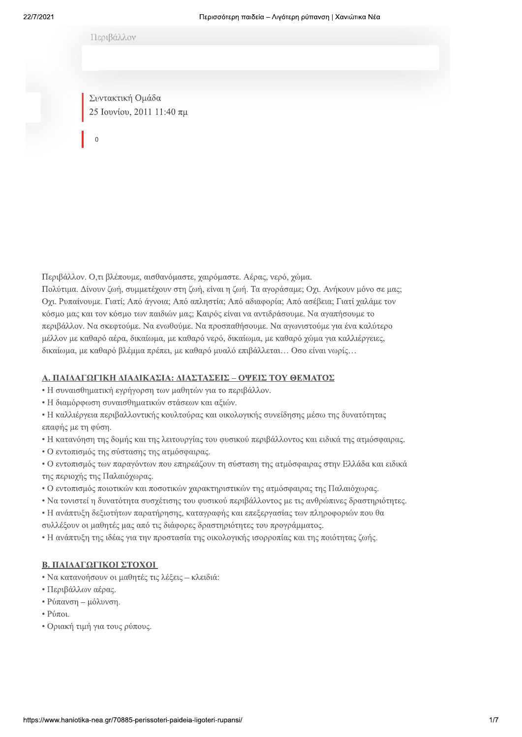Περιβάλλον

Συντακτική Ομάδα
25 Ιουνίου, 2011 11:40 πμ

0

Περιβάλλον. Ο,τι βλέπουμε, αισθανόμαστε, χαιρόμαστε. Αέρας, νερό, χώμα.
Πολύτιμα. Δίνουν ζωή, συμμετέχουν στη ζωή, είναι η ζωή. Τα αγοράσαμε; Οχι. Ανήκουν μόνο σε μας; Οχι. Ρυπαίνουμε. Γιατί; Από άγνοια; Από απληστία; Από αδιαφορία; Από ασέβεια; Γιατί χαλάμε τον κόσμο μας και τον κόσμο των παιδιών μας; Καιρός είναι να αντιδράσουμε. Να αγαπήσουμε το περιβάλλον. Να σκεφτούμε. Να ενωθούμε. Να προσπαθήσουμε. Να αγωνιστούμε για ένα καλύτερο μέλλον με καθαρό αέρα, δικαίωμα, με καθαρό νερό, δικαίωμα, με καθαρό χώμα για καλλιέργειες, δικαίωμα, με καθαρό βλέμμα πρέπει, με καθαρό μυαλό επιβάλλεται… Οσο είναι νωρίς…

## Α. ΠΑΙΔΑΓΩΓΙΚΗ ΔΙΑΔΙΚΑΣΙΑ: ΔΙΑΣΤΑΣΕΙΣ – ΟΨΕΙΣ ΤΟΥ ΘΕΜΑΤΟΣ

- Η συναισθηματική εγρήγορση των μαθητών για το περιβάλλον.
- Η διαμόρφωση συναισθηματικών στάσεων και αξιών.
- Η καλλιέργεια περιβαλλοντικής κουλτούρας και οικολογικής συνείδησης μέσω της δυνατότητας επαφής με τη φύση.
- Η κατανόηση της δομής και της λειτουργίας του φυσικού περιβάλλοντος και ειδικά της ατμόσφαιρας.
- Ο εντοπισμός της σύστασης της ατμόσφαιρας.
- Ο εντοπισμός των παραγόντων που επηρεάζουν τη σύσταση της ατμόσφαιρας στην Ελλάδα και ειδικά της περιοχής της Παλαιόχωρας.
- Ο εντοπισμός ποιοτικών και ποσοτικών χαρακτηριστικών της ατμόσφαιρας της Παλαιόχωρας.
- Να τονιστεί η δυνατότητα συσχέτισης του φυσικού περιβάλλοντος με τις ανθρώπινες δραστηριότητες.
- Η ανάπτυξη δεξιοτήτων παρατήρησης, καταγραφής και επεξεργασίας των πληροφοριών που θα συλλέξουν οι μαθητές μας από τις διάφορες δραστηριότητες του προγράμματος.
- Η ανάπτυξη της ιδέας για την προστασία της οικολογικής ισορροπίας και της ποιότητας ζωής.

## Β. ΠΑΙΔΑΓΩΓΙΚΟΙ ΣΤΟΧΟΙ

- Να κατανοήσουν οι μαθητές τις λέξεις – κλειδιά:
- Περιβάλλων αέρας.
- Ρύπανση – μόλυνση.
- Ρύποι.
- Οριακή τιμή για τους ρύπους.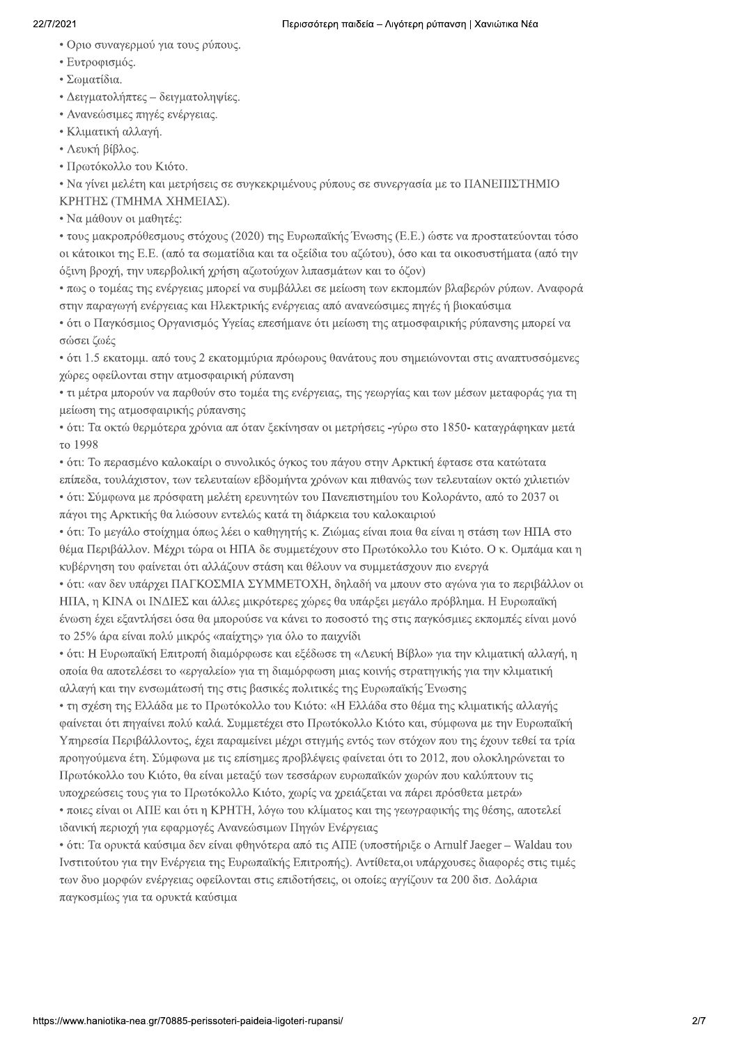- Όριο συναγερμού για τους ρύπους.
- Ευτροφισμός.
- Σωματίδια.
- Δειγματολήπτες – δειγματοληψίες.
- Ανανεώσιμες πηγές ενέργειας.
- Κλιματική αλλαγή.
- Λευκή βίβλος.
- Πρωτόκολλο του Κιότο.
- Να γίνει μελέτη και μετρήσεις σε συγκεκριμένους ρύπους σε συνεργασία με το ΠΑΝΕΠΙΣΤΗΜΙΟ ΚΡΗΤΗΣ (ΤΜΗΜΑ ΧΗΜΕΙΑΣ).
- Να μάθουν οι μαθητές:
- τους μακροπρόθεσμους στόχους (2020) της Ευρωπαϊκής Ένωσης (Ε.Ε.) ώστε να προστατεύονται τόσο οι κάτοικοι της Ε.Ε. (από τα σωματίδια και τα οξείδια του αζώτου), όσο και τα οικοσυστήματα (από την όξινη βροχή, την υπερβολική χρήση αζωτούχων λιπασμάτων και το όζον)
- πως ο τομέας της ενέργειας μπορεί να συμβάλλει σε μείωση των εκπομπών βλαβερών ρύπων. Αναφορά στην παραγωγή ενέργειας και Ηλεκτρικής ενέργειας από ανανεώσιμες πηγές ή βιοκαύσιμα
- ότι ο Παγκόσμιος Οργανισμός Υγείας επεσήμανε ότι μείωση της ατμοσφαιρικής ρύπανσης μπορεί να σώσει ζωές
- ότι 1.5 εκατομμ. από τους 2 εκατομμύρια πρόωρους θανάτους που σημειώνονται στις αναπτυσσόμενες χώρες οφείλονται στην ατμοσφαιρική ρύπανση
- τι μέτρα μπορούν να παρθούν στο τομέα της ενέργειας, της γεωργίας και των μέσων μεταφοράς για τη μείωση της ατμοσφαιρικής ρύπανσης
- ότι: Τα οκτώ θερμότερα χρόνια απ όταν ξεκίνησαν οι μετρήσεις -γύρω στο 1850- καταγράφηκαν μετά το 1998
- ότι: Το περασμένο καλοκαίρι ο συνολικός όγκος του πάγου στην Αρκτική έφτασε στα κατώτατα επίπεδα, τουλάχιστον, των τελευταίων εβδομήντα χρόνων και πιθανώς των τελευταίων οκτώ χιλιετιών
- ότι: Σύμφωνα με πρόσφατη μελέτη ερευνητών του Πανεπιστημίου του Κολοράντο, από το 2037 οι πάγοι της Αρκτικής θα λιώσουν εντελώς κατά τη διάρκεια του καλοκαιριού
- ότι: Το μεγάλο στοίχημα όπως λέει ο καθηγητής κ. Ζιώμας είναι ποια θα είναι η στάση των ΗΠΑ στο θέμα Περιβάλλον. Μέχρι τώρα οι ΗΠΑ δε συμμετέχουν στο Πρωτόκολλο του Κιότο. Ο κ. Ομπάμα και η κυβέρνηση του φαίνεται ότι αλλάζουν στάση και θέλουν να συμμετάσχουν πιο ενεργά
- ότι: «αν δεν υπάρχει ΠΑΓΚΟΣΜΙΑ ΣΥΜΜΕΤΟΧΗ, δηλαδή να μπουν στο αγώνα για το περιβάλλον οι ΗΠΑ, η ΚΙΝΑ οι ΙΝΔΙΕΣ και άλλες μικρότερες χώρες θα υπάρξει μεγάλο πρόβλημα. Η Ευρωπαϊκή ένωση έχει εξαντλήσει όσα θα μπορούσε να κάνει το ποσοστό της στις παγκόσμιες εκπομπές είναι μόνο το 25% άρα είναι πολύ μικρός «παίχτης» για όλο το παιχνίδι
- ότι: Η Ευρωπαϊκή Επιτροπή διαμόρφωσε και εξέδωσε τη «Λευκή Βίβλο» για την κλιματική αλλαγή, η οποία θα αποτελέσει το «εργαλείο» για τη διαμόρφωση μιας κοινής στρατηγικής για την κλιματική αλλαγή και την ενσωμάτωσή της στις βασικές πολιτικές της Ευρωπαϊκής Ένωσης
- τη σχέση της Ελλάδα με το Πρωτόκολλο του Κιότο: «Η Ελλάδα στο θέμα της κλιματικής αλλαγής φαίνεται ότι πηγαίνει πολύ καλά. Συμμετέχει στο Πρωτόκολλο Κιότο και, σύμφωνα με την Ευρωπαϊκή Υπηρεσία Περιβάλλοντος, έχει παραμείνει μέχρι στιγμής εντός των στόχων που της έχουν τεθεί τα τρία προηγούμενα έτη. Σύμφωνα με τις επίσημες προβλέψεις φαίνεται ότι το 2012, που ολοκληρώνεται το Πρωτόκολλο του Κιότο, θα είναι μεταξύ των τεσσάρων ευρωπαϊκών χωρών που καλύπτουν τις υποχρεώσεις τους για το Πρωτόκολλο Κιότο, χωρίς να χρειάζεται να πάρει πρόσθετα μετρά»
- ποιες είναι οι ΑΠΕ και ότι η ΚΡΗΤΗ, λόγω του κλίματος και της γεωγραφικής της θέσης, αποτελεί ιδανική περιοχή για εφαρμογές Ανανεώσιμων Πηγών Ενέργειας
- ότι: Τα ορυκτά καύσιμα δεν είναι φθηνότερα από τις ΑΠΕ (υποστήριξε ο Arnulf Jaeger – Waldau του Ινστιτούτου για την Ενέργεια της Ευρωπαϊκής Επιτροπής). Αντίθετα,οι υπάρχουσες διαφορές στις τιμές των δυο μορφών ενέργειας οφείλονται στις επιδοτήσεις, οι οποίες αγγίζουν τα 200 δισ. Δολάρια παγκοσμίως για τα ορυκτά καύσιμα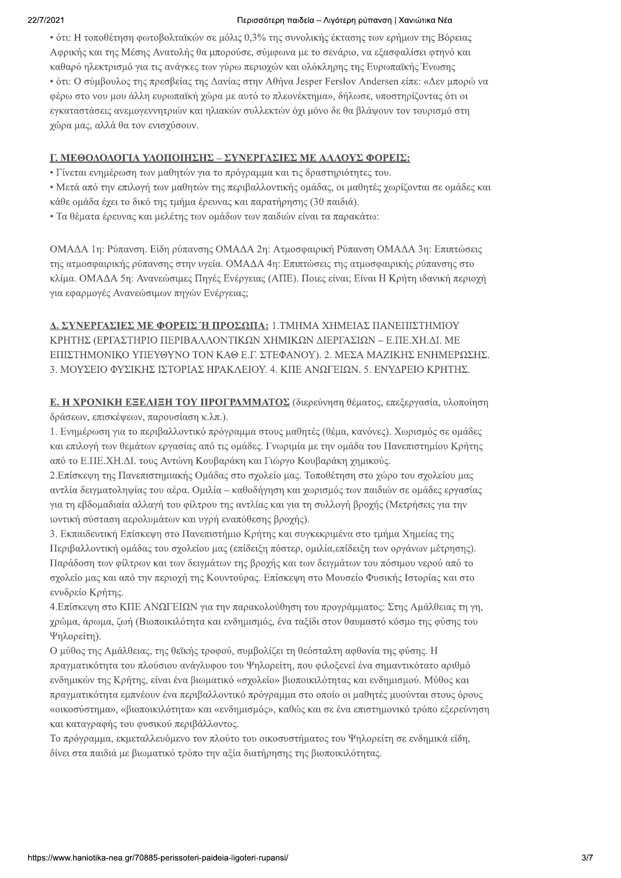• ότι: Η τοποθέτηση φωτοβολταϊκών σε μόλις 0,3% της συνολικής έκτασης των ερήμων της Βόρειας Αφρικής και της Μέσης Ανατολής θα μπορούσε, σύμφωνα με το σενάριο, να εξασφαλίσει φτηνό και καθαρό ηλεκτρισμό για τις ανάγκες των γύρω περιοχών και ολόκληρης της Ευρωπαϊκής Ένωσης
• ότι: Ο σύμβουλος της πρεσβείας της Δανίας στην Αθήνα Jesper Ferslov Andersen είπε: «Δεν μπορώ να φέρω στο νου μου άλλη ευρωπαϊκή χώρα με αυτό το πλεονέκτημα», δήλωσε, υποστηρίζοντας ότι οι εγκαταστάσεις ανεμογεννητριών και ηλιακών συλλεκτών όχι μόνο δε θα βλάψουν τον τουρισμό στη χώρα μας, αλλά θα τον ενισχύσουν.

**Γ. ΜΕΘΟΔΟΛΟΓΙΑ ΥΛΟΠΟΙΗΣΗΣ – ΣΥΝΕΡΓΑΣΙΕΣ ΜΕ ΑΛΛΟΥΣ ΦΟΡΕΙΣ:**

• Γίνεται ενημέρωση των μαθητών για το πρόγραμμα και τις δραστηριότητες του.
• Μετά από την επιλογή των μαθητών της περιβαλλοντικής ομάδας, οι μαθητές χωρίζονται σε ομάδες και κάθε ομάδα έχει το δικό της τμήμα έρευνας και παρατήρησης (30 παιδιά).
• Τα θέματα έρευνας και μελέτης των ομάδων των παιδιών είναι τα παρακάτω:

ΟΜΑΔΑ 1η: Ρύπανση. Είδη ρύπανσης ΟΜΑΔΑ 2η: Ατμοσφαιρική Ρύπανση ΟΜΑΔΑ 3η: Επιπτώσεις της ατμοσφαιρικής ρύπανσης στην υγεία. ΟΜΑΔΑ 4η: Επιπτώσεις της ατμοσφαιρικής ρύπανσης στο κλίμα. ΟΜΑΔΑ 5η: Ανανεώσιμες Πηγές Ενέργειας (ΑΠΕ). Ποιες είναι; Είναι Η Κρήτη ιδανική περιοχή για εφαρμογές Ανανεώσιμων πηγών Ενέργειας;

**Δ. ΣΥΝΕΡΓΑΣΙΕΣ ΜΕ ΦΟΡΕΙΣ Ή ΠΡΟΣΩΠΑ:** 1.ΤΜΗΜΑ ΧΗΜΕΙΑΣ ΠΑΝΕΠΙΣΤΗΜΙΟΥ ΚΡΗΤΗΣ (ΕΡΓΑΣΤΗΡΙΟ ΠΕΡΙΒΑΛΛΟΝΤΙΚΩΝ ΧΗΜΙΚΩΝ ΔΙΕΡΓΑΣΙΩΝ – Ε.ΠΕ.ΧΗ.ΔΙ. ΜΕ ΕΠΙΣΤΗΜΟΝΙΚΟ ΥΠΕΥΘΥΝΟ ΤΟΝ ΚΑΘ Ε.Γ. ΣΤΕΦΑΝΟΥ). 2. ΜΕΣΑ ΜΑΖΙΚΗΣ ΕΝΗΜΕΡΩΣΗΣ. 3. ΜΟΥΣΕΙΟ ΦΥΣΙΚΗΣ ΙΣΤΟΡΙΑΣ ΗΡΑΚΛΕΙΟΥ. 4. ΚΠΕ ΑΝΩΓΕΙΩΝ. 5. ΕΝΥΔΡΕΙΟ ΚΡΗΤΗΣ.

**Ε. Η ΧΡΟΝΙΚΗ ΕΞΕΛΙΞΗ ΤΟΥ ΠΡΟΓΡΑΜΜΑΤΟΣ** (διερεύνηση θέματος, επεξεργασία, υλοποίηση δράσεων, επισκέψεων, παρουσίαση κ.λπ.).

1. Ενημέρωση για το περιβαλλοντικό πρόγραμμα στους μαθητές (θέμα, κανόνες). Χωρισμός σε ομάδες και επιλογή των θεμάτων εργασίας από τις ομάδες. Γνωριμία με την ομάδα του Πανεπιστημίου Κρήτης από το Ε.ΠΕ.ΧΗ.ΔΙ. τους Αντώνη Κουβαράκη και Γιώργο Κουβαράκη χημικούς.
2.Επίσκεψη της Πανεπιστημιακής Ομάδας στο σχολείο μας. Τοποθέτηση στο χώρο του σχολείου μας αντλία δειγματοληψίας του αέρα. Ομιλία – καθοδήγηση και χωρισμός των παιδιών σε ομάδες εργασίας για τη εβδομαδιαία αλλαγή του φίλτρου της αντλίας και για τη συλλογή βροχής (Μετρήσεις για την ιοντική σύσταση αερολυμάτων και υγρή εναπόθεση βροχής).
3. Εκπαιδευτική Επίσκεψη στο Πανεπιστήμιο Κρήτης και συγκεκριμένα στο τμήμα Χημείας της Περιβαλλοντική ομάδας του σχολείου μας (επίδειξη πόστερ, ομιλία,επίδειξη των οργάνων μέτρησης). Παράδοση των φίλτρων και των δειγμάτων της βροχής και των δειγμάτων του πόσιμου νερού από το σχολείο μας και από την περιοχή της Κουντούρας. Επίσκεψη στο Μουσείο Φυσικής Ιστορίας και στο ενυδρείο Κρήτης.
4.Επίσκεψη στο ΚΠΕ ΑΝΩΓΕΙΩΝ για την παρακολούθηση του προγράμματος: Στης Αμάλθειας τη γη, χρώμα, άρωμα, ζωή (Βιοποικιλότητα και ενδημισμός, ένα ταξίδι στον θαυμαστό κόσμο της φύσης του Ψηλορείτη).

Ο μύθος της Αμάλθειας, της θεϊκής τροφού, συμβολίζει τη θεόσταλτη αφθονία της φύσης. Η πραγματικότητα του πλούσιου ανάγλυφου του Ψηλορείτη, που φιλοξενεί ένα σημαντικότατο αριθμό ενδημικών της Κρήτης, είναι ένα βιωματικό «σχολείο» βιοποικιλότητας και ενδημισμού. Μύθος και πραγματικότητα εμπνέουν ένα περιβαλλοντικό πρόγραμμα στο οποίο οι μαθητές μυούνται στους όρους «οικοσύστημα», «βιοποικιλότητα» και «ενδημισμός», καθώς και σε ένα επιστημονικό τρόπο εξερεύνηση και καταγραφής του φυσικού περιβάλλοντος.

Το πρόγραμμα, εκμεταλλευόμενο τον πλούτο του οικοσυστήματος του Ψηλορείτη σε ενδημικά είδη, δίνει στα παιδιά με βιωματικό τρόπο την αξία διατήρησης της βιοποικιλότητας.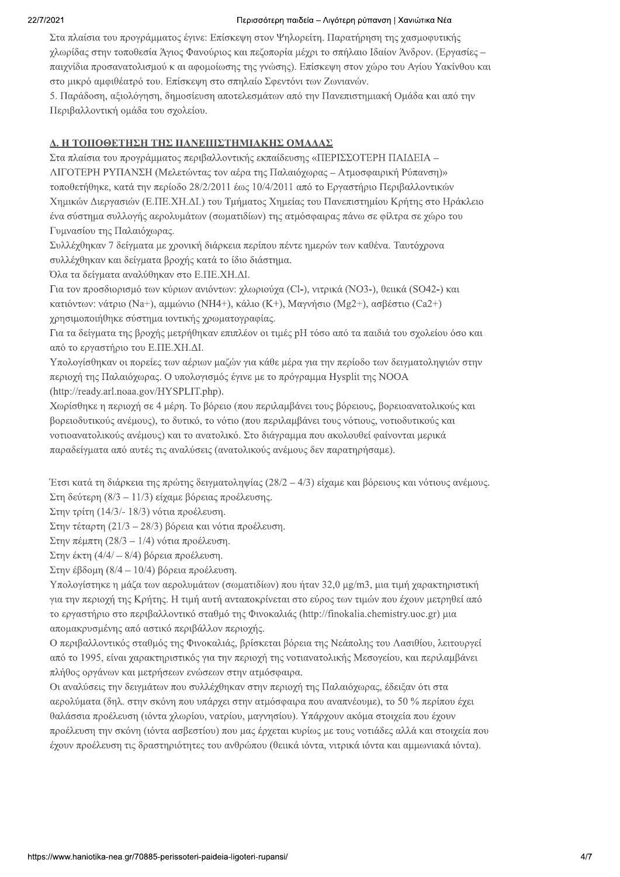Στα πλαίσια του προγράμματος έγινε: Επίσκεψη στον Ψηλορείτη. Παρατήρηση της χασμοφυτικής χλωρίδας στην τοποθεσία Άγιος Φανούριος και πεζοπορία μέχρι το σπήλαιο Ιδαίον Άνδρον. (Εργασίες – παιχνίδια προσανατολισμού κ αι αφομοίωσης της γνώσης). Επίσκεψη στον χώρο του Αγίου Υακίνθου και στο μικρό αμφιθέατρό του. Επίσκεψη στο σπηλαίο Σφεντόνι των Ζωνιανών.

5. Παράδοση, αξιολόγηση, δημοσίευση αποτελεσμάτων από την Πανεπιστημιακή Ομάδα και από την Περιβαλλοντική ομάδα του σχολείου.

## Δ. Η ΤΟΠΟΘΕΤΗΣΗ ΤΗΣ ΠΑΝΕΠΙΣΤΗΜΙΑΚΗΣ ΟΜΑΔΑΣ

Στα πλαίσια του προγράμματος περιβαλλοντικής εκπαίδευσης «ΠΕΡΙΣΣΟΤΕΡΗ ΠΑΙΔΕΙΑ – ΛΙΓΟΤΕΡΗ ΡΥΠΑΝΣΗ (Μελετώντας τον αέρα της Παλαιόχωρας – Ατμοσφαιρική Ρύπανση)» τοποθετήθηκε, κατά την περίοδο 28/2/2011 έως 10/4/2011 από το Εργαστήριο Περιβαλλοντικών Χημικών Διεργασιών (Ε.ΠΕ.ΧΗ.ΔΙ.) του Τμήματος Χημείας του Πανεπιστημίου Κρήτης στο Ηράκλειο ένα σύστημα συλλογής αερολυμάτων (σωματιδίων) της ατμόσφαιρας πάνω σε φίλτρα σε χώρο του Γυμνασίου της Παλαιόχωρας.

Συλλέχθηκαν 7 δείγματα με χρονική διάρκεια περίπου πέντε ημερών των καθένα. Ταυτόχρονα συλλέχθηκαν και δείγματα βροχής κατά το ίδιο διάστημα.

Όλα τα δείγματα αναλύθηκαν στο Ε.ΠΕ.ΧΗ.ΔΙ.

Για τον προσδιορισμό των κύριων ανιόντων: χλωριούχα ($Cl^-$), νιτρικά ($NO_3^-$), θειικά ($SO_4^{2-}$) και κατιόντων: νάτριο ($Na^+$), αμμώνιο ($NH_4^+$), κάλιο ($K^+$), Μαγνήσιο ($Mg^{2+}$), ασβέστιο ($Ca^{2+}$) χρησιμοποιήθηκε σύστημα ιοντικής χρωματογραφίας.

Για τα δείγματα της βροχής μετρήθηκαν επιπλέον οι τιμές pH τόσο από τα παιδιά του σχολείου όσο και από το εργαστήριο του Ε.ΠΕ.ΧΗ.ΔΙ.

Υπολογίσθηκαν οι πορείες των αέριων μαζών για κάθε μέρα για την περίοδο των δειγματοληψιών στην περιοχή της Παλαιόχωρας. Ο υπολογισμός έγινε με το πρόγραμμα Hysplit της NOOA (http://ready.arl.noaa.gov/HYSPLIT.php).

Χωρίσθηκε η περιοχή σε 4 μέρη. Το βόρειο (που περιλαμβάνει τους βόρειους, βορειοανατολικούς και βορειοδυτικούς ανέμους), το δυτικό, το νότιο (που περιλαμβάνει τους νότιους, νοτιοδυτικούς και νοτιοανατολικούς ανέμους) και το ανατολικό. Στο διάγραμμα που ακολουθεί φαίνονται μερικά παραδείγματα από αυτές τις αναλύσεις (ανατολικούς ανέμους δεν παρατηρήσαμε).

Έτσι κατά τη διάρκεια της πρώτης δειγματοληψίας (28/2 – 4/3) είχαμε και βόρειους και νότιους ανέμους.
Στη δεύτερη (8/3 – 11/3) είχαμε βόρειας προέλευσης.
Στην τρίτη (14/3/- 18/3) νότια προέλευση.
Στην τέταρτη (21/3 – 28/3) βόρεια και νότια προέλευση.
Στην πέμπτη (28/3 – 1/4) νότια προέλευση.
Στην έκτη (4/4/ – 8/4) βόρεια προέλευση.
Στην έβδομη (8/4 – 10/4) βόρεια προέλευση.

Υπολογίστηκε η μάζα των αερολυμάτων (σωματιδίων) που ήταν 32,0 μg/m3, μια τιμή χαρακτηριστική για την περιοχή της Κρήτης. Η τιμή αυτή ανταποκρίνεται στο εύρος των τιμών που έχουν μετρηθεί από το εργαστήριο στο περιβαλλοντικό σταθμό της Φινοκαλιάς (http://finokalia.chemistry.uoc.gr) μια απομακρυσμένης από αστικό περιβάλλον περιοχής.

Ο περιβαλλοντικός σταθμός της Φινοκαλιάς, βρίσκεται βόρεια της Νεάπολης του Λασιθίου, λειτουργεί από το 1995, είναι χαρακτηριστικός για την περιοχή της νοτιανατολικής Μεσογείου, και περιλαμβάνει πλήθος οργάνων και μετρήσεων ενώσεων στην ατμόσφαιρα.

Οι αναλύσεις την δειγμάτων που συλλέχθηκαν στην περιοχή της Παλαιόχωρας, έδειξαν ότι στα αερολύματα (δηλ. στην σκόνη που υπάρχει στην ατμόσφαιρα που αναπνέουμε), το 50 % περίπου έχει θαλάσσια προέλευση (ιόντα χλωρίου, νατρίου, μαγνησίου). Υπάρχουν ακόμα στοιχεία που έχουν προέλευση την σκόνη (ιόντα ασβεστίου) που μας έρχεται κυρίως με τους νοτιάδες αλλά και στοιχεία που έχουν προέλευση τις δραστηριότητες του ανθρώπου (θειικά ιόντα, νιτρικά ιόντα και αμμωνιακά ιόντα).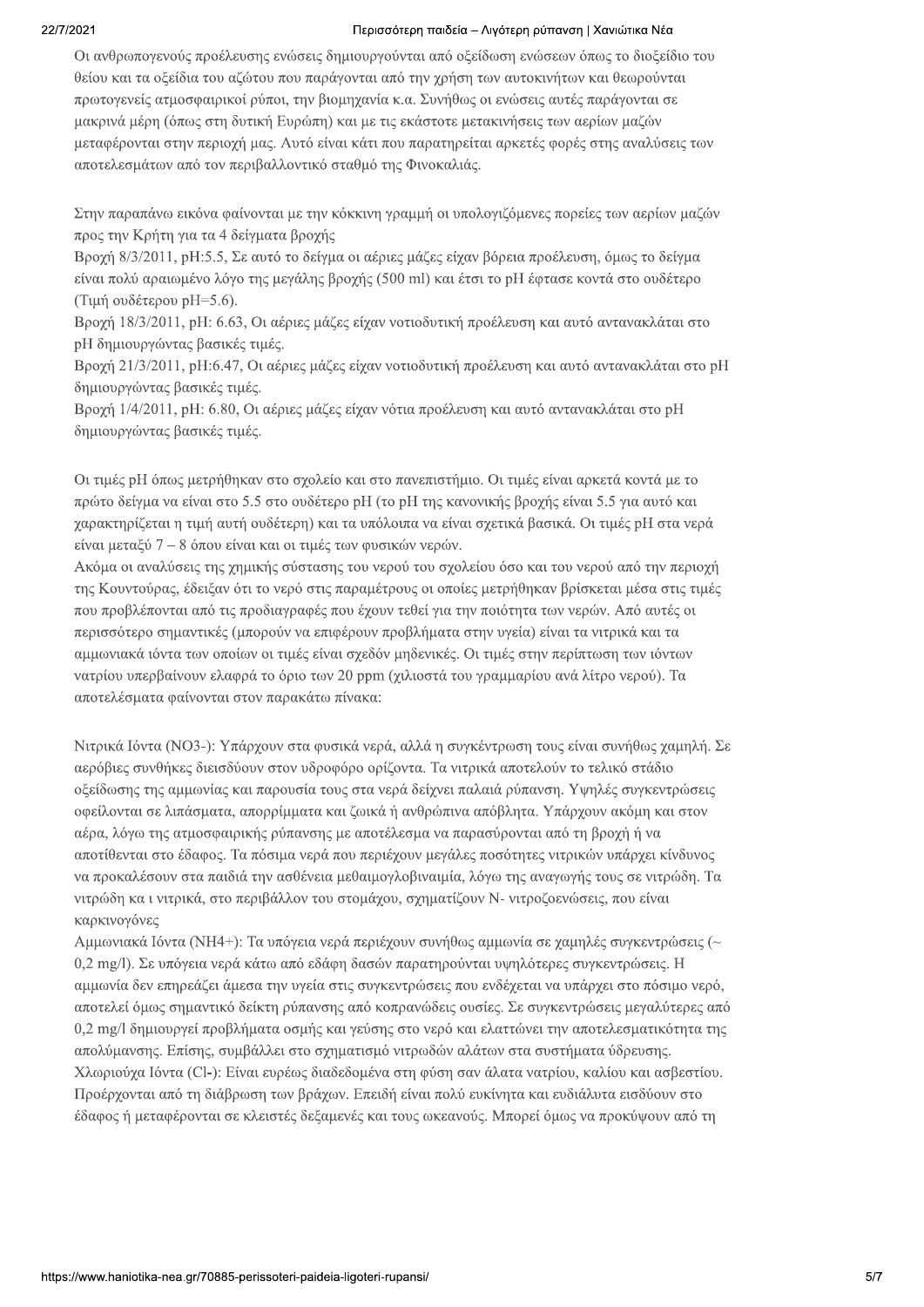Οι ανθρωπογενούς προέλευσης ενώσεις δημιουργούνται από οξείδωση ενώσεων όπως το διοξείδιο του θείου και τα οξείδια του αζώτου που παράγονται από την χρήση των αυτοκινήτων και θεωρούνται πρωτογενείς ατμοσφαιρικοί ρύποι, την βιομηχανία κ.α. Συνήθως οι ενώσεις αυτές παράγονται σε μακρινά μέρη (όπως στη δυτική Ευρώπη) και με τις εκάστοτε μετακινήσεις των αερίων μαζών μεταφέρονται στην περιοχή μας. Αυτό είναι κάτι που παρατηρείται αρκετές φορές στης αναλύσεις των αποτελεσμάτων από τον περιβαλλοντικό σταθμό της Φινοκαλιάς.

Στην παραπάνω εικόνα φαίνονται με την κόκκινη γραμμή οι υπολογιζόμενες πορείες των αερίων μαζών προς την Κρήτη για τα 4 δείγματα βροχής

Βροχή 8/3/2011, pH:5.5, Σε αυτό το δείγμα οι αέριες μάζες είχαν βόρεια προέλευση, όμως το δείγμα είναι πολύ αραιωμένο λόγο της μεγάλης βροχής (500 ml) και έτσι το pH έφτασε κοντά στο ουδέτερο (Τιμή ουδέτερου pH=5.6).

Βροχή 18/3/2011, pH: 6.63, Οι αέριες μάζες είχαν νοτιοδυτική προέλευση και αυτό αντανακλάται στο pH δημιουργώντας βασικές τιμές.

Βροχή 21/3/2011, pH:6.47, Οι αέριες μάζες είχαν νοτιοδυτική προέλευση και αυτό αντανακλάται στο pH δημιουργώντας βασικές τιμές.

Βροχή 1/4/2011, pH: 6.80, Οι αέριες μάζες είχαν νότια προέλευση και αυτό αντανακλάται στο pH δημιουργώντας βασικές τιμές.

Οι τιμές pH όπως μετρήθηκαν στο σχολείο και στο πανεπιστήμιο. Οι τιμές είναι αρκετά κοντά με το πρώτο δείγμα να είναι στο 5.5 στο ουδέτερο pH (το pH της κανονικής βροχής είναι 5.5 για αυτό και χαρακτηρίζεται η τιμή αυτή ουδέτερη) και τα υπόλοιπα να είναι σχετικά βασικά. Οι τιμές pH στα νερά είναι μεταξύ 7 – 8 όπου είναι και οι τιμές των φυσικών νερών.

Ακόμα οι αναλύσεις της χημικής σύστασης του νερού του σχολείου όσο και του νερού από την περιοχή της Κουντούρας, έδειξαν ότι το νερό στις παραμέτρους οι οποίες μετρήθηκαν βρίσκεται μέσα στις τιμές που προβλέπονται από τις προδιαγραφές που έχουν τεθεί για την ποιότητα των νερών. Από αυτές οι περισσότερο σημαντικές (μπορούν να επιφέρουν προβλήματα στην υγεία) είναι τα νιτρικά και τα αμμωνιακά ιόντα των οποίων οι τιμές είναι σχεδόν μηδενικές. Οι τιμές στην περίπτωση των ιόντων νατρίου υπερβαίνουν ελαφρά το όριο των 20 ppm (χιλιοστά του γραμμαρίου ανά λίτρο νερού). Τα αποτελέσματα φαίνονται στον παρακάτω πίνακα:

Νιτρικά Ιόντα ($NO_3^-$): Υπάρχουν στα φυσικά νερά, αλλά η συγκέντρωση τους είναι συνήθως χαμηλή. Σε αερόβιες συνθήκες διεισδύουν στον υδροφόρο ορίζοντα. Τα νιτρικά αποτελούν το τελικό στάδιο οξείδωσης της αμμωνίας και παρουσία τους στα νερά δείχνει παλαιά ρύπανση. Υψηλές συγκεντρώσεις οφείλονται σε λιπάσματα, απορρίμματα και ζωικά ή ανθρώπινα απόβλητα. Υπάρχουν ακόμη και στον αέρα, λόγω της ατμοσφαιρικής ρύπανσης με αποτέλεσμα να παρασύρονται από τη βροχή ή να αποτίθενται στο έδαφος. Τα πόσιμα νερά που περιέχουν μεγάλες ποσότητες νιτρικών υπάρχει κίνδυνος να προκαλέσουν στα παιδιά την ασθένεια μεθαιμογλοβιναιμία, λόγω της αναγωγής τους σε νιτρώδη. Τα νιτρώδη κα ι νιτρικά, στο περιβάλλον του στομάχου, σχηματίζουν N- νιτροζοενώσεις, που είναι καρκινογόνες

Αμμωνιακά Ιόντα ($NH_4^+$): Τα υπόγεια νερά περιέχουν συνήθως αμμωνία σε χαμηλές συγκεντρώσεις (~ 0,2 mg/l). Σε υπόγεια νερά κάτω από εδάφη δασών παρατηρούνται υψηλότερες συγκεντρώσεις. Η αμμωνία δεν επηρεάζει άμεσα την υγεία στις συγκεντρώσεις που ενδέχεται να υπάρχει στο πόσιμο νερό, αποτελεί όμως σημαντικό δείκτη ρύπανσης από κοπρανώδεις ουσίες. Σε συγκεντρώσεις μεγαλύτερες από 0,2 mg/l δημιουργεί προβλήματα οσμής και γεύσης στο νερό και ελαττώνει την αποτελεσματικότητα της απολύμανσης. Επίσης, συμβάλλει στο σχηματισμό νιτρωδών αλάτων στα συστήματα ύδρευσης.

Χλωριούχα Ιόντα ($Cl^-$): Είναι ευρέως διαδεδομένα στη φύση σαν άλατα νατρίου, καλίου και ασβεστίου. Προέρχονται από τη διάβρωση των βράχων. Επειδή είναι πολύ ευκίνητα και ευδιάλυτα εισδύουν στο έδαφος ή μεταφέρονται σε κλειστές δεξαμενές και τους ωκεανούς. Μπορεί όμως να προκύψουν από τη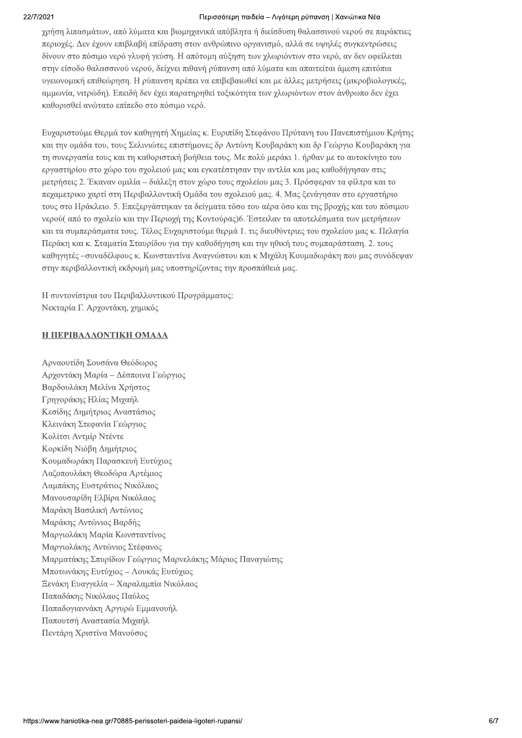χρήση λιπασμάτων, από λύματα και βιομηχανικά απόβλητα ή διείσδυση θαλασσινού νερού σε παράκτιες περιοχές. Δεν έχουν επιβλαβή επίδραση στον ανθρώπινο οργανισμό, αλλά σε υψηλές συγκεντρώσεις δίνουν στο πόσιμο νερό γλυφή γεύση. Η απότομη αύξηση των χλωριόντων στο νερό, αν δεν οφείλεται στην είσοδο θαλασσινού νερού, δείχνει πιθανή ρύπανση από λύματα και απαιτείται άμεση επιτόπια υγειονομική επιθεώρηση. Η ρύπανση πρέπει να επιβεβαιωθεί και με άλλες μετρήσεις (μικροβιολογικές, αμμωνία, νιτρώδη). Επειδή δεν έχει παρατηρηθεί τοξικότητα των χλωριόντων στον άνθρωπο δεν έχει καθορισθεί ανώτατο επίπεδο στο πόσιμο νερό.

Ευχαριστούμε Θερμά τον καθηγητή Χημείας κ. Ευριπίδη Στεφάνου Πρύτανη του Πανεπιστήμιου Κρήτης και την ομάδα του, τους Σελινιώτες επιστήμονες δρ Αντώνη Κουβαράκη και δρ Γεώργιο Κουβαράκη για τη συνεργασία τους και τη καθοριστική βοήθεια τους. Με πολύ μεράκι 1. ήρθαν με το αυτοκίνητο του εργαστηρίου στο χώρο του σχολειού μας και εγκατέστησαν την αντλία και μας καθοδήγησαν στις μετρήσεις 2. Έκαναν ομιλία – διάλεξη στον χώρο τους σχολείου μας 3. Πρόσφεραν τα φίλτρα και το πεχαμετρικο χαρτί στη Περιβαλλοντική Ομάδα του σχολειού μας. 4. Μας ξενάγησαν στο εργαστήριο τους στο Ηράκλειο. 5. Επεξεργάστηκαν τα δείγματα τόσο του αέρα όσο και της βροχής και του πόσιμου νερού( από το σχολείο και την Περιοχή της Κοντούρας)6. Έστειλαν τα αποτελέσματα των μετρήσεων και τα συμπεράσματα τους. Τέλος Ευχαριστούμε θερμά 1. τις διευθύντριες του σχολείου μας κ. Πελαγία Περάκη και κ. Σταματία Σταυρίδου για την καθοδήγηση και την ηθική τους συμπαράσταση. 2. τους καθηγητές –συναδέλφους κ. Κωνσταντίνα Αναγνώστου και κ Μιχάλη Κουμαδωράκη που μας συνόδεψαν στην περιβαλλοντική εκδρομή μας υποστηρίζοντας την προσπάθειά μας.

Η συντονίστρια του Περιβαλλοντικού Προγράμματος:  
Νεκταρία Γ. Αρχοντάκη, χημικός

**<u>Η ΠΕΡΙΒΑΛΛΟΝΤΙΚΗ ΟΜΑΔΑ</u>**

Αρναουτίδη Σουσάνα Θεόδωρος  
Αρχοντάκη Μαρία – Δέσποινα Γεώργιος  
Βαρδουλάκη Μελίνα Χρήστος  
Γρηγοράκης Ηλίας Μιχαήλ  
Κεσίδης Δημήτριος Αναστάσιος  
Κλεινάκη Στεφανία Γεώργιος  
Κολίτσι Αντμίρ Ντέντε  
Κορκίδη Νιόβη Δημήτριος  
Κουμαδωράκη Παρασκευή Ευτύχιος  
Λαζοπουλάκη Θεοδώρα Αρτέμιος  
Λαμπάκης Ευστράτιος Νικόλαος  
Μανουσαρίδη Ελβίρα Νικόλαος  
Μαράκη Βασιλική Αντώνιος  
Μαράκης Αντώνιος Βαρδής  
Μαργιολάκη Μαρία Κωνσταντίνος  
Μαργιολάκης Αντώνιος Στέφανος  
Μαρματάκης Σπυρίδων Γεώργιος Μαρνελάκης Μάριος Παναγιώτης  
Μποτωνάκης Ευτύχιος – Λουκάς Ευτύχιος  
Ξενάκη Ευαγγελία – Χαραλαμπία Νικόλαος  
Παπαδάκης Νικόλαος Παύλος  
Παπαδογιαννάκη Αργυρώ Εμμανουήλ  
Παπουτσή Αναστασία Μιχαήλ  
Πεντάρη Χριστίνα Μανούσος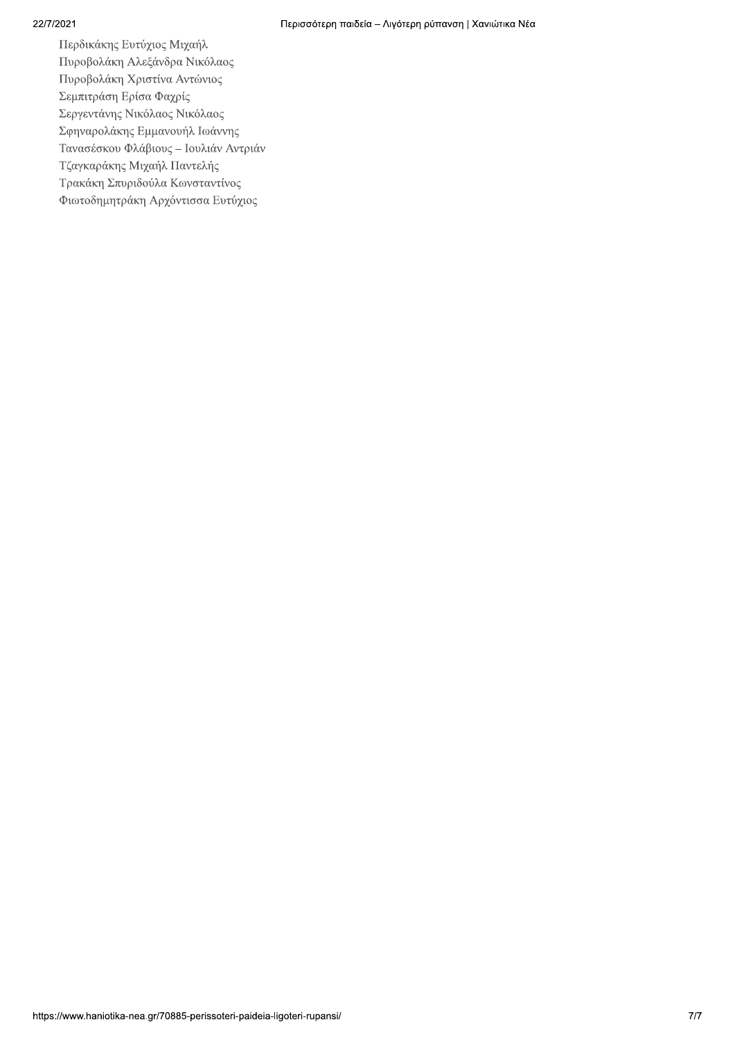Περδικάκης Ευτύχιος Μιχαήλ
Πυροβολάκη Αλεξάνδρα Νικόλαος
Πυροβολάκη Χριστίνα Αντώνιος
Σεμπιτράση Ερίσα Φαχρίς
Σεργεντάνης Νικόλαος Νικόλαος
Σφηναρολάκης Εμμανουήλ Ιωάννης
Τανασέσκου Φλάβιους – Ιουλιάν Αντριάν
Τζαγκαράκης Μιχαήλ Παντελής
Τρακάκη Σπυριδούλα Κωνσταντίνος
Φιωτοδημητράκη Αρχόντισσα Ευτύχιος